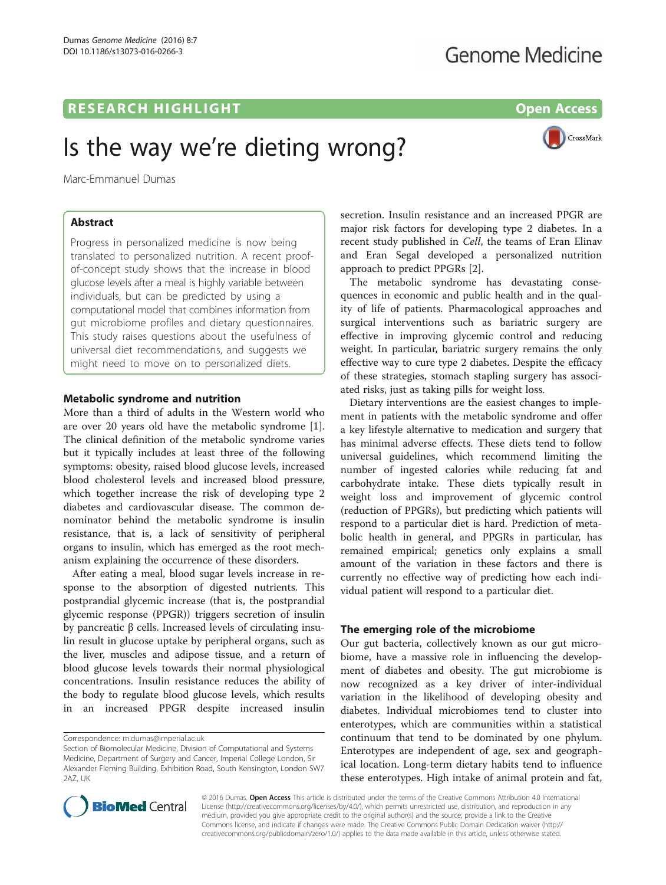RESEARCH HIGHLIGHT

Open Access

# Is the way we're dieting wrong?

Marc-Emmanuel Dumas

## Abstract

Progress in personalized medicine is now being translated to personalized nutrition. A recent proof-of-concept study shows that the increase in blood glucose levels after a meal is highly variable between individuals, but can be predicted by using a computational model that combines information from gut microbiome profiles and dietary questionnaires. This study raises questions about the usefulness of universal diet recommendations, and suggests we might need to move on to personalized diets.

## Metabolic syndrome and nutrition

More than a third of adults in the Western world who are over 20 years old have the metabolic syndrome [1]. The clinical definition of the metabolic syndrome varies but it typically includes at least three of the following symptoms: obesity, raised blood glucose levels, increased blood cholesterol levels and increased blood pressure, which together increase the risk of developing type 2 diabetes and cardiovascular disease. The common denominator behind the metabolic syndrome is insulin resistance, that is, a lack of sensitivity of peripheral organs to insulin, which has emerged as the root mechanism explaining the occurrence of these disorders.

After eating a meal, blood sugar levels increase in response to the absorption of digested nutrients. This postprandial glycemic increase (that is, the postprandial glycemic response (PPGR)) triggers secretion of insulin by pancreatic β cells. Increased levels of circulating insulin result in glucose uptake by peripheral organs, such as the liver, muscles and adipose tissue, and a return of blood glucose levels towards their normal physiological concentrations. Insulin resistance reduces the ability of the body to regulate blood glucose levels, which results in an increased PPGR despite increased insulin secretion. Insulin resistance and an increased PPGR are major risk factors for developing type 2 diabetes. In a recent study published in *Cell*, the teams of Eran Elinav and Eran Segal developed a personalized nutrition approach to predict PPGRs [2].

The metabolic syndrome has devastating consequences in economic and public health and in the quality of life of patients. Pharmacological approaches and surgical interventions such as bariatric surgery are effective in improving glycemic control and reducing weight. In particular, bariatric surgery remains the only effective way to cure type 2 diabetes. Despite the efficacy of these strategies, stomach stapling surgery has associated risks, just as taking pills for weight loss.

Dietary interventions are the easiest changes to implement in patients with the metabolic syndrome and offer a key lifestyle alternative to medication and surgery that has minimal adverse effects. These diets tend to follow universal guidelines, which recommend limiting the number of ingested calories while reducing fat and carbohydrate intake. These diets typically result in weight loss and improvement of glycemic control (reduction of PPGRs), but predicting which patients will respond to a particular diet is hard. Prediction of metabolic health in general, and PPGRs in particular, has remained empirical; genetics only explains a small amount of the variation in these factors and there is currently no effective way of predicting how each individual patient will respond to a particular diet.

## The emerging role of the microbiome

Our gut bacteria, collectively known as our gut microbiome, have a massive role in influencing the development of diabetes and obesity. The gut microbiome is now recognized as a key driver of inter-individual variation in the likelihood of developing obesity and diabetes. Individual microbiomes tend to cluster into enterotypes, which are communities within a statistical continuum that tend to be dominated by one phylum. Enterotypes are independent of age, sex and geographical location. Long-term dietary habits tend to influence these enterotypes. High intake of animal protein and fat,

Correspondence: m.dumas@imperial.ac.uk
Section of Biomolecular Medicine, Division of Computational and Systems Medicine, Department of Surgery and Cancer, Imperial College London, Sir Alexander Fleming Building, Exhibition Road, South Kensington, London SW7 2AZ, UK

© 2016 Dumas. **Open Access** This article is distributed under the terms of the Creative Commons Attribution 4.0 International License (http://creativecommons.org/licenses/by/4.0/), which permits unrestricted use, distribution, and reproduction in any medium, provided you give appropriate credit to the original author(s) and the source, provide a link to the Creative Commons license, and indicate if changes were made. The Creative Commons Public Domain Dedication waiver (http://creativecommons.org/publicdomain/zero/1.0/) applies to the data made available in this article, unless otherwise stated.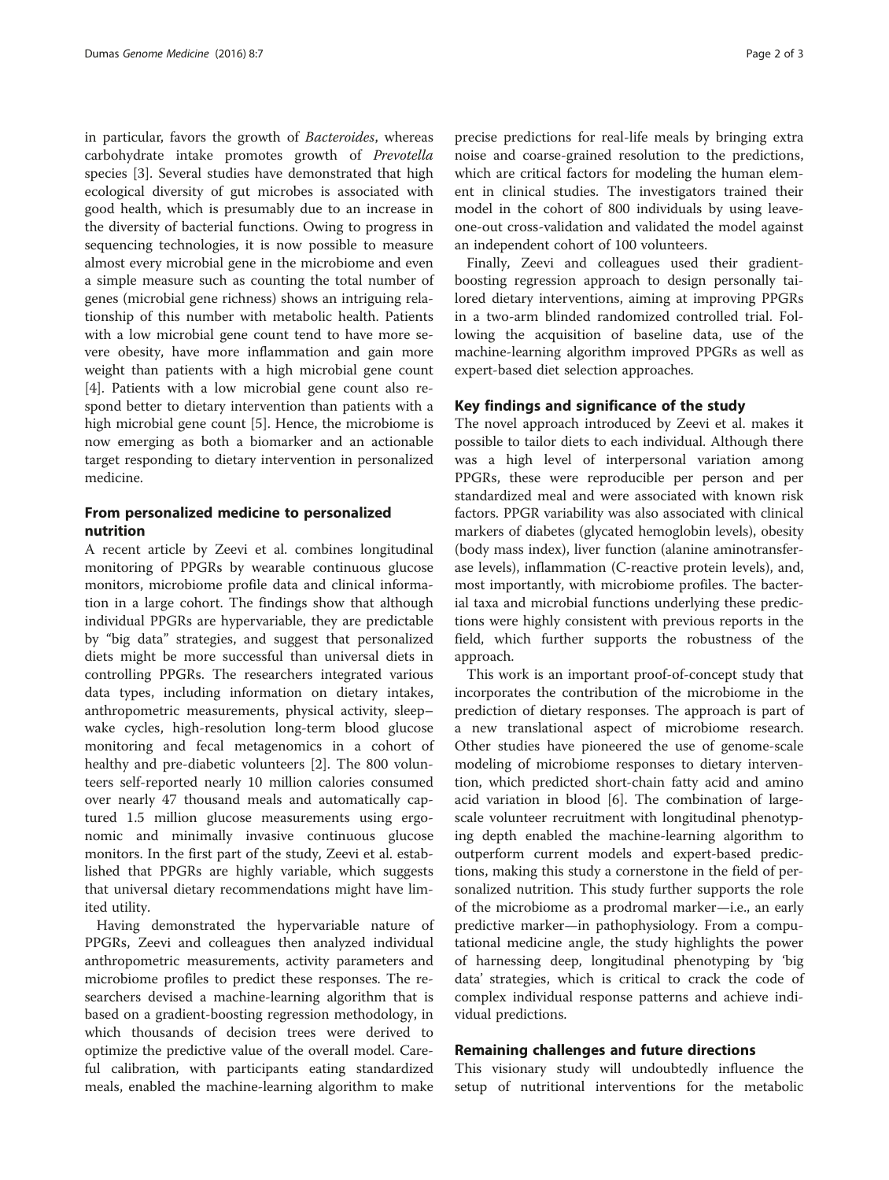in particular, favors the growth of *Bacteroides*, whereas carbohydrate intake promotes growth of *Prevotella* species [3]. Several studies have demonstrated that high ecological diversity of gut microbes is associated with good health, which is presumably due to an increase in the diversity of bacterial functions. Owing to progress in sequencing technologies, it is now possible to measure almost every microbial gene in the microbiome and even a simple measure such as counting the total number of genes (microbial gene richness) shows an intriguing relationship of this number with metabolic health. Patients with a low microbial gene count tend to have more severe obesity, have more inflammation and gain more weight than patients with a high microbial gene count [4]. Patients with a low microbial gene count also respond better to dietary intervention than patients with a high microbial gene count [5]. Hence, the microbiome is now emerging as both a biomarker and an actionable target responding to dietary intervention in personalized medicine.

## From personalized medicine to personalized nutrition

A recent article by Zeevi et al. combines longitudinal monitoring of PPGRs by wearable continuous glucose monitors, microbiome profile data and clinical information in a large cohort. The findings show that although individual PPGRs are hypervariable, they are predictable by "big data" strategies, and suggest that personalized diets might be more successful than universal diets in controlling PPGRs. The researchers integrated various data types, including information on dietary intakes, anthropometric measurements, physical activity, sleep–wake cycles, high-resolution long-term blood glucose monitoring and fecal metagenomics in a cohort of healthy and pre-diabetic volunteers [2]. The 800 volunteers self-reported nearly 10 million calories consumed over nearly 47 thousand meals and automatically captured 1.5 million glucose measurements using ergonomic and minimally invasive continuous glucose monitors. In the first part of the study, Zeevi et al. established that PPGRs are highly variable, which suggests that universal dietary recommendations might have limited utility.

Having demonstrated the hypervariable nature of PPGRs, Zeevi and colleagues then analyzed individual anthropometric measurements, activity parameters and microbiome profiles to predict these responses. The researchers devised a machine-learning algorithm that is based on a gradient-boosting regression methodology, in which thousands of decision trees were derived to optimize the predictive value of the overall model. Careful calibration, with participants eating standardized meals, enabled the machine-learning algorithm to make precise predictions for real-life meals by bringing extra noise and coarse-grained resolution to the predictions, which are critical factors for modeling the human element in clinical studies. The investigators trained their model in the cohort of 800 individuals by using leave-one-out cross-validation and validated the model against an independent cohort of 100 volunteers.

Finally, Zeevi and colleagues used their gradient-boosting regression approach to design personally tailored dietary interventions, aiming at improving PPGRs in a two-arm blinded randomized controlled trial. Following the acquisition of baseline data, use of the machine-learning algorithm improved PPGRs as well as expert-based diet selection approaches.

## Key findings and significance of the study

The novel approach introduced by Zeevi et al. makes it possible to tailor diets to each individual. Although there was a high level of interpersonal variation among PPGRs, these were reproducible per person and per standardized meal and were associated with known risk factors. PPGR variability was also associated with clinical markers of diabetes (glycated hemoglobin levels), obesity (body mass index), liver function (alanine aminotransferase levels), inflammation (C-reactive protein levels), and, most importantly, with microbiome profiles. The bacterial taxa and microbial functions underlying these predictions were highly consistent with previous reports in the field, which further supports the robustness of the approach.

This work is an important proof-of-concept study that incorporates the contribution of the microbiome in the prediction of dietary responses. The approach is part of a new translational aspect of microbiome research. Other studies have pioneered the use of genome-scale modeling of microbiome responses to dietary intervention, which predicted short-chain fatty acid and amino acid variation in blood [6]. The combination of large-scale volunteer recruitment with longitudinal phenotyping depth enabled the machine-learning algorithm to outperform current models and expert-based predictions, making this study a cornerstone in the field of personalized nutrition. This study further supports the role of the microbiome as a prodromal marker—i.e., an early predictive marker—in pathophysiology. From a computational medicine angle, the study highlights the power of harnessing deep, longitudinal phenotyping by 'big data' strategies, which is critical to crack the code of complex individual response patterns and achieve individual predictions.

## Remaining challenges and future directions

This visionary study will undoubtedly influence the setup of nutritional interventions for the metabolic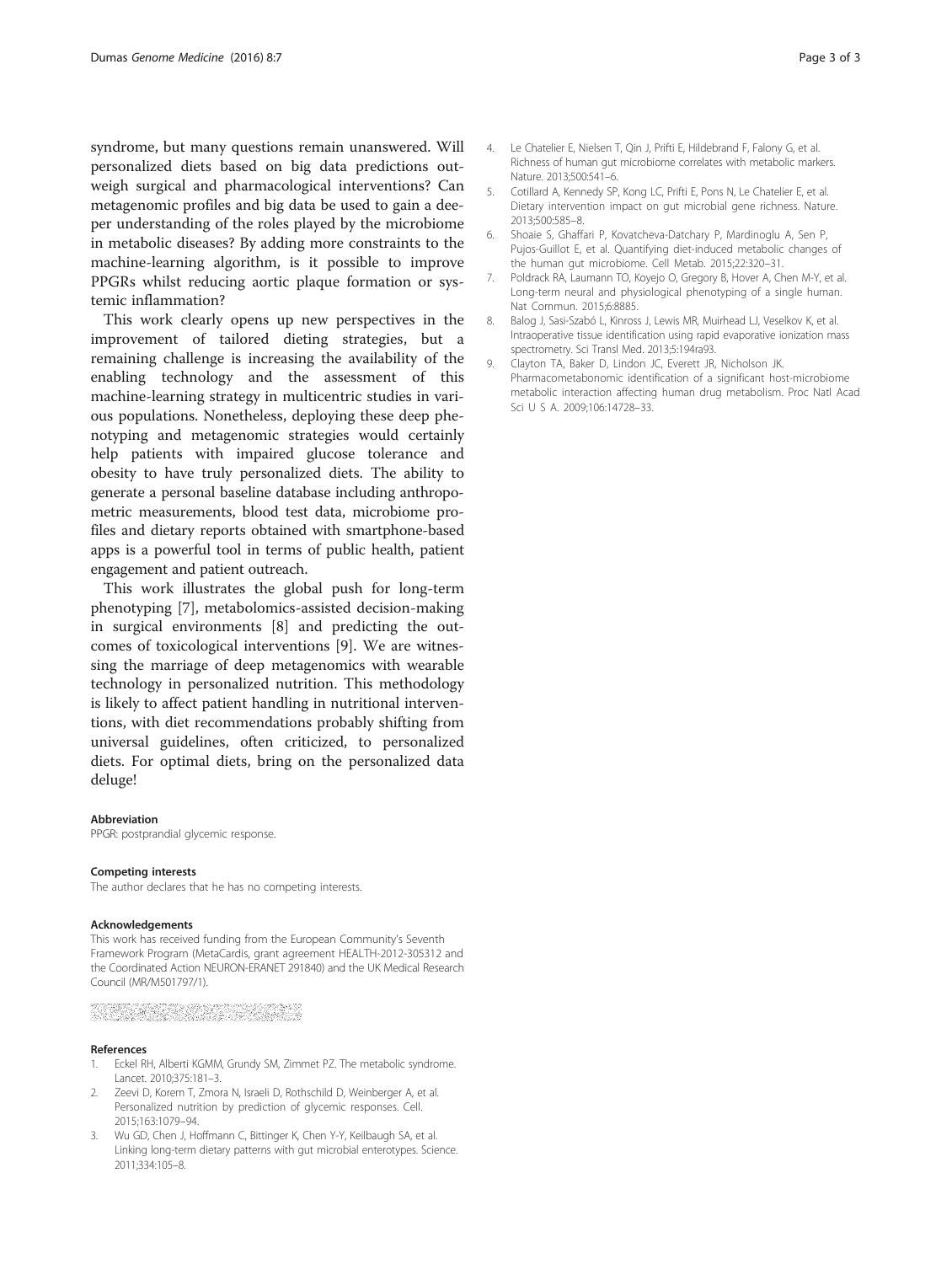syndrome, but many questions remain unanswered. Will personalized diets based on big data predictions outweigh surgical and pharmacological interventions? Can metagenomic profiles and big data be used to gain a deeper understanding of the roles played by the microbiome in metabolic diseases? By adding more constraints to the machine-learning algorithm, is it possible to improve PPGRs whilst reducing aortic plaque formation or systemic inflammation?

This work clearly opens up new perspectives in the improvement of tailored dieting strategies, but a remaining challenge is increasing the availability of the enabling technology and the assessment of this machine-learning strategy in multicentric studies in various populations. Nonetheless, deploying these deep phenotyping and metagenomic strategies would certainly help patients with impaired glucose tolerance and obesity to have truly personalized diets. The ability to generate a personal baseline database including anthropometric measurements, blood test data, microbiome profiles and dietary reports obtained with smartphone-based apps is a powerful tool in terms of public health, patient engagement and patient outreach.

This work illustrates the global push for long-term phenotyping [7], metabolomics-assisted decision-making in surgical environments [8] and predicting the outcomes of toxicological interventions [9]. We are witnessing the marriage of deep metagenomics with wearable technology in personalized nutrition. This methodology is likely to affect patient handling in nutritional interventions, with diet recommendations probably shifting from universal guidelines, often criticized, to personalized diets. For optimal diets, bring on the personalized data deluge!

#### Abbreviation

PPGR: postprandial glycemic response.

#### Competing interests

The author declares that he has no competing interests.

#### Acknowledgements

This work has received funding from the European Community's Seventh Framework Program (MetaCardis, grant agreement HEALTH-2012-305312 and the Coordinated Action NEURON-ERANET 291840) and the UK Medical Research Council (MR/M501797/1).

#### References

1. Eckel RH, Alberti KGMM, Grundy SM, Zimmet PZ. The metabolic syndrome. Lancet. 2010;375:181–3.
2. Zeevi D, Korem T, Zmora N, Israeli D, Rothschild D, Weinberger A, et al. Personalized nutrition by prediction of glycemic responses. Cell. 2015;163:1079–94.
3. Wu GD, Chen J, Hoffmann C, Bittinger K, Chen Y-Y, Keilbaugh SA, et al. Linking long-term dietary patterns with gut microbial enterotypes. Science. 2011;334:105–8.
4. Le Chatelier E, Nielsen T, Qin J, Prifti E, Hildebrand F, Falony G, et al. Richness of human gut microbiome correlates with metabolic markers. Nature. 2013;500:541–6.
5. Cotillard A, Kennedy SP, Kong LC, Prifti E, Pons N, Le Chatelier E, et al. Dietary intervention impact on gut microbial gene richness. Nature. 2013;500:585–8.
6. Shoaie S, Ghaffari P, Kovatcheva-Datchary P, Mardinoglu A, Sen P, Pujos-Guillot E, et al. Quantifying diet-induced metabolic changes of the human gut microbiome. Cell Metab. 2015;22:320–31.
7. Poldrack RA, Laumann TO, Koyejo O, Gregory B, Hover A, Chen M-Y, et al. Long-term neural and physiological phenotyping of a single human. Nat Commun. 2015;6:8885.
8. Balog J, Sasi-Szabó L, Kinross J, Lewis MR, Muirhead LJ, Veselkov K, et al. Intraoperative tissue identification using rapid evaporative ionization mass spectrometry. Sci Transl Med. 2013;5:194ra93.
9. Clayton TA, Baker D, Lindon JC, Everett JR, Nicholson JK. Pharmacometabonomic identification of a significant host-microbiome metabolic interaction affecting human drug metabolism. Proc Natl Acad Sci U S A. 2009;106:14728–33.